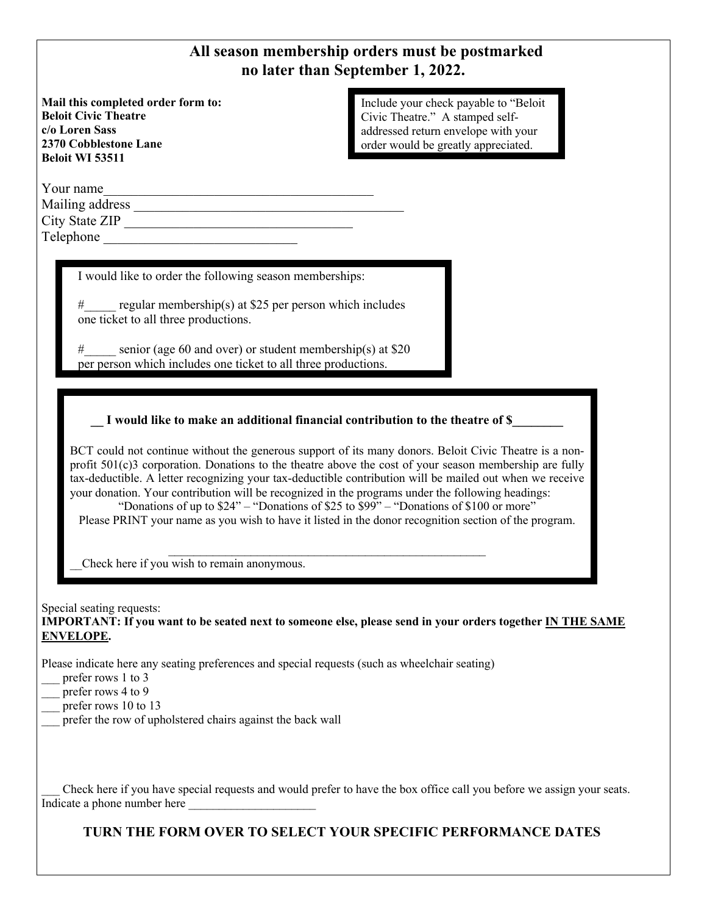# All season membership orders must be postmarked no later than September 1, 2022.

**Mail this completed order form to:**
**Beloit Civic Theatre**
**c/o Loren Sass**
**2370 Cobblestone Lane**
**Beloit WI 53511**

Include your check payable to "Beloit Civic Theatre." A stamped self-addressed return envelope with your order would be greatly appreciated.

Your name_______________________________________
Mailing address _______________________________________
City State ZIP _________________________________
Telephone ____________________________

I would like to order the following season memberships:

#_____ regular membership(s) at $25 per person which includes one ticket to all three productions.

#_____ senior (age 60 and over) or student membership(s) at $20 per person which includes one ticket to all three productions.

**__ I would like to make an additional financial contribution to the theatre of $________**

BCT could not continue without the generous support of its many donors. Beloit Civic Theatre is a non-profit 501(c)3 corporation. Donations to the theatre above the cost of your season membership are fully tax-deductible. A letter recognizing your tax-deductible contribution will be mailed out when we receive your donation. Your contribution will be recognized in the programs under the following headings:
"Donations of up to $24" – "Donations of $25 to $99" – "Donations of $100 or more"
Please PRINT your name as you wish to have it listed in the donor recognition section of the program.

_____________________________________________________

__Check here if you wish to remain anonymous.

Special seating requests:
**IMPORTANT: If you want to be seated next to someone else, please send in your orders together <u>IN THE SAME ENVELOPE</u>.**

Please indicate here any seating preferences and special requests (such as wheelchair seating)
___ prefer rows 1 to 3
___ prefer rows 4 to 9
___ prefer rows 10 to 13
___ prefer the row of upholstered chairs against the back wall

___ Check here if you have special requests and would prefer to have the box office call you before we assign your seats. Indicate a phone number here _____________________

**TURN THE FORM OVER TO SELECT YOUR SPECIFIC PERFORMANCE DATES**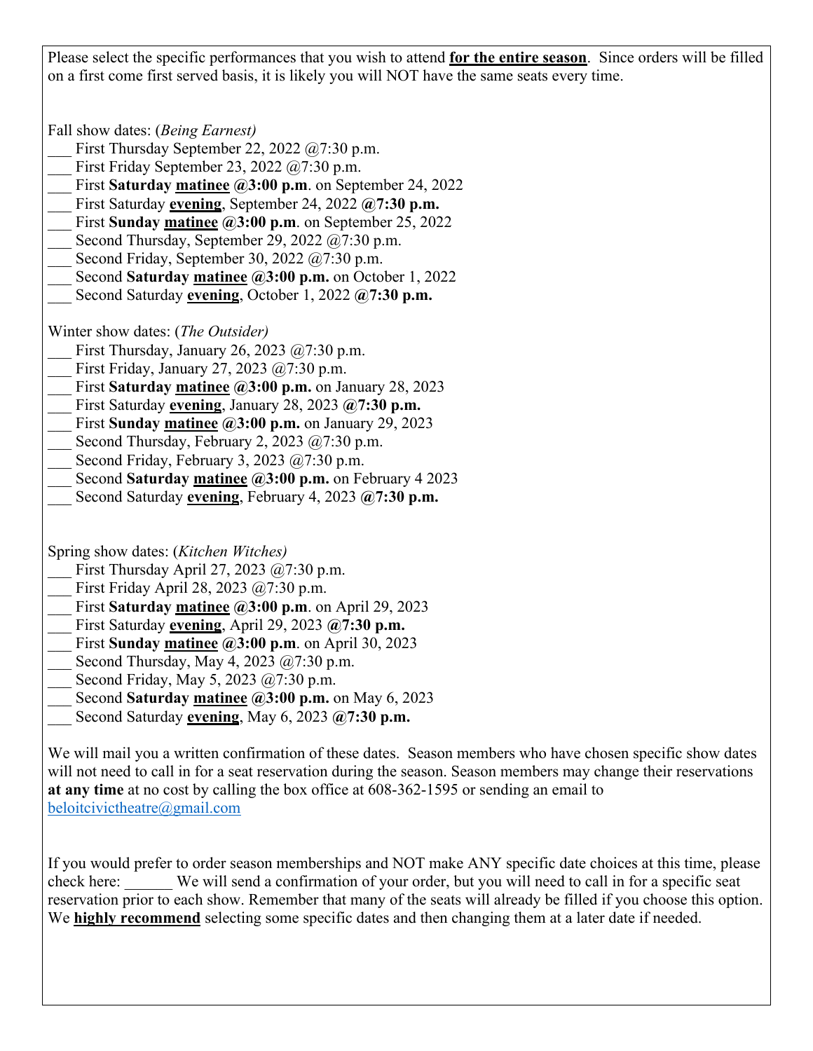Please select the specific performances that you wish to attend **for the entire season**. Since orders will be filled on a first come first served basis, it is likely you will NOT have the same seats every time.

Fall show dates: (*Being Earnest)*

___ First Thursday September 22, 2022 @7:30 p.m.
___ First Friday September 23, 2022 @7:30 p.m.
___ First **Saturday matinee @3:00 p.m**. on September 24, 2022
___ First Saturday **evening**, September 24, 2022 **@7:30 p.m.**
___ First **Sunday matinee @3:00 p.m**. on September 25, 2022
___ Second Thursday, September 29, 2022 @7:30 p.m.
___ Second Friday, September 30, 2022 @7:30 p.m.
___ Second **Saturday matinee @3:00 p.m.** on October 1, 2022
___ Second Saturday **evening**, October 1, 2022 **@7:30 p.m.**

Winter show dates: (*The Outsider)*

___ First Thursday, January 26, 2023 @7:30 p.m.
___ First Friday, January 27, 2023 @7:30 p.m.
___ First **Saturday matinee @3:00 p.m.** on January 28, 2023
___ First Saturday **evening**, January 28, 2023 **@7:30 p.m.**
___ First **Sunday matinee @3:00 p.m.** on January 29, 2023
___ Second Thursday, February 2, 2023 @7:30 p.m.
___ Second Friday, February 3, 2023 @7:30 p.m.
___ Second **Saturday matinee @3:00 p.m.** on February 4 2023
___ Second Saturday **evening**, February 4, 2023 **@7:30 p.m.**

Spring show dates: (*Kitchen Witches)*

___ First Thursday April 27, 2023 @7:30 p.m.
___ First Friday April 28, 2023 @7:30 p.m.
___ First **Saturday matinee @3:00 p.m**. on April 29, 2023
___ First Saturday **evening**, April 29, 2023 **@7:30 p.m.**
___ First **Sunday matinee @3:00 p.m**. on April 30, 2023
___ Second Thursday, May 4, 2023 @7:30 p.m.
___ Second Friday, May 5, 2023 @7:30 p.m.
___ Second **Saturday matinee @3:00 p.m.** on May 6, 2023
___ Second Saturday **evening**, May 6, 2023 **@7:30 p.m.**

We will mail you a written confirmation of these dates. Season members who have chosen specific show dates will not need to call in for a seat reservation during the season. Season members may change their reservations **at any time** at no cost by calling the box office at 608-362-1595 or sending an email to beloitcivictheatre@gmail.com

If you would prefer to order season memberships and NOT make ANY specific date choices at this time, please check here: ______ We will send a confirmation of your order, but you will need to call in for a specific seat reservation prior to each show. Remember that many of the seats will already be filled if you choose this option. We **highly recommend** selecting some specific dates and then changing them at a later date if needed.